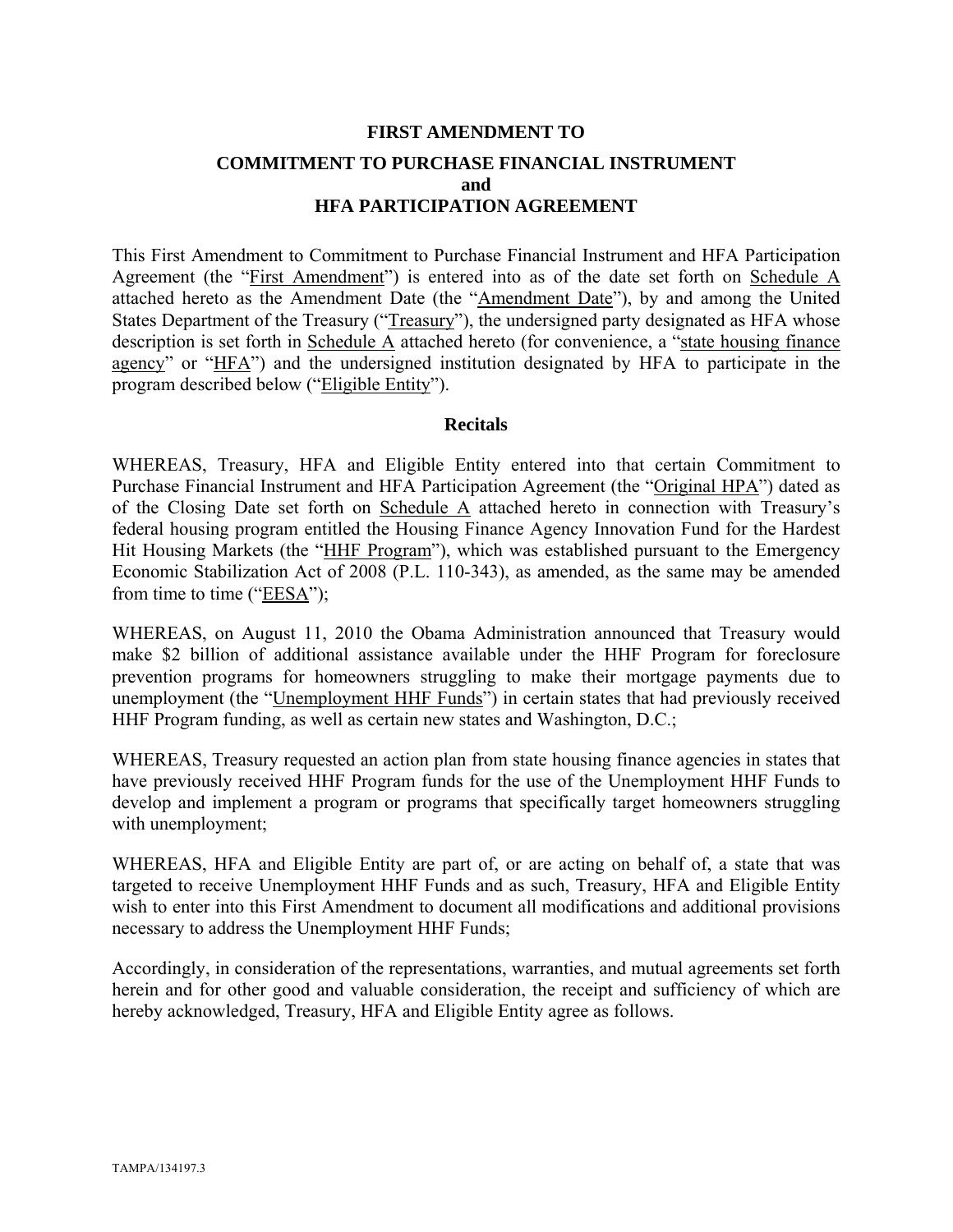# FIRST AMENDMENT TO

## COMMITMENT TO PURCHASE FINANCIAL INSTRUMENT and HFA PARTICIPATION AGREEMENT

This First Amendment to Commitment to Purchase Financial Instrument and HFA Participation Agreement (the "First Amendment") is entered into as of the date set forth on Schedule A attached hereto as the Amendment Date (the "Amendment Date"), by and among the United States Department of the Treasury ("Treasury"), the undersigned party designated as HFA whose description is set forth in Schedule A attached hereto (for convenience, a "state housing finance agency" or "HFA") and the undersigned institution designated by HFA to participate in the program described below ("Eligible Entity").

### Recitals

WHEREAS, Treasury, HFA and Eligible Entity entered into that certain Commitment to Purchase Financial Instrument and HFA Participation Agreement (the "Original HPA") dated as of the Closing Date set forth on Schedule A attached hereto in connection with Treasury's federal housing program entitled the Housing Finance Agency Innovation Fund for the Hardest Hit Housing Markets (the "HHF Program"), which was established pursuant to the Emergency Economic Stabilization Act of 2008 (P.L. 110-343), as amended, as the same may be amended from time to time ("EESA");

WHEREAS, on August 11, 2010 the Obama Administration announced that Treasury would make $2 billion of additional assistance available under the HHF Program for foreclosure prevention programs for homeowners struggling to make their mortgage payments due to unemployment (the "Unemployment HHF Funds") in certain states that had previously received HHF Program funding, as well as certain new states and Washington, D.C.;

WHEREAS, Treasury requested an action plan from state housing finance agencies in states that have previously received HHF Program funds for the use of the Unemployment HHF Funds to develop and implement a program or programs that specifically target homeowners struggling with unemployment;

WHEREAS, HFA and Eligible Entity are part of, or are acting on behalf of, a state that was targeted to receive Unemployment HHF Funds and as such, Treasury, HFA and Eligible Entity wish to enter into this First Amendment to document all modifications and additional provisions necessary to address the Unemployment HHF Funds;

Accordingly, in consideration of the representations, warranties, and mutual agreements set forth herein and for other good and valuable consideration, the receipt and sufficiency of which are hereby acknowledged, Treasury, HFA and Eligible Entity agree as follows.

TAMPA/134197.3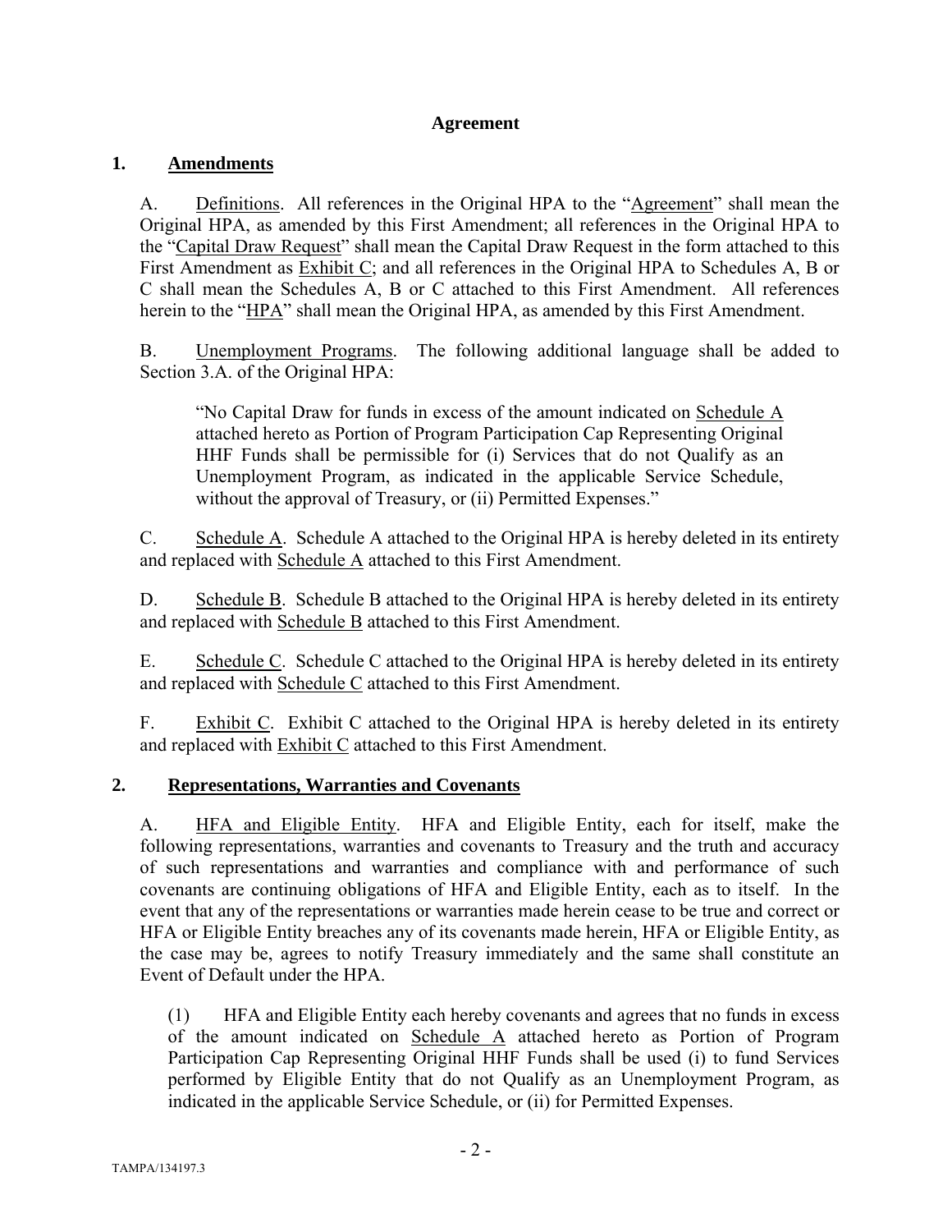## Agreement

### 1. Amendments

A. Definitions. All references in the Original HPA to the "Agreement" shall mean the Original HPA, as amended by this First Amendment; all references in the Original HPA to the "Capital Draw Request" shall mean the Capital Draw Request in the form attached to this First Amendment as Exhibit C; and all references in the Original HPA to Schedules A, B or C shall mean the Schedules A, B or C attached to this First Amendment. All references herein to the "HPA" shall mean the Original HPA, as amended by this First Amendment.

B. Unemployment Programs. The following additional language shall be added to Section 3.A. of the Original HPA:

> "No Capital Draw for funds in excess of the amount indicated on Schedule A attached hereto as Portion of Program Participation Cap Representing Original HHF Funds shall be permissible for (i) Services that do not Qualify as an Unemployment Program, as indicated in the applicable Service Schedule, without the approval of Treasury, or (ii) Permitted Expenses."

C. Schedule A. Schedule A attached to the Original HPA is hereby deleted in its entirety and replaced with Schedule A attached to this First Amendment.

D. Schedule B. Schedule B attached to the Original HPA is hereby deleted in its entirety and replaced with Schedule B attached to this First Amendment.

E. Schedule C. Schedule C attached to the Original HPA is hereby deleted in its entirety and replaced with Schedule C attached to this First Amendment.

F. Exhibit C. Exhibit C attached to the Original HPA is hereby deleted in its entirety and replaced with Exhibit C attached to this First Amendment.

### 2. Representations, Warranties and Covenants

A. HFA and Eligible Entity. HFA and Eligible Entity, each for itself, make the following representations, warranties and covenants to Treasury and the truth and accuracy of such representations and warranties and compliance with and performance of such covenants are continuing obligations of HFA and Eligible Entity, each as to itself. In the event that any of the representations or warranties made herein cease to be true and correct or HFA or Eligible Entity breaches any of its covenants made herein, HFA or Eligible Entity, as the case may be, agrees to notify Treasury immediately and the same shall constitute an Event of Default under the HPA.

(1) HFA and Eligible Entity each hereby covenants and agrees that no funds in excess of the amount indicated on Schedule A attached hereto as Portion of Program Participation Cap Representing Original HHF Funds shall be used (i) to fund Services performed by Eligible Entity that do not Qualify as an Unemployment Program, as indicated in the applicable Service Schedule, or (ii) for Permitted Expenses.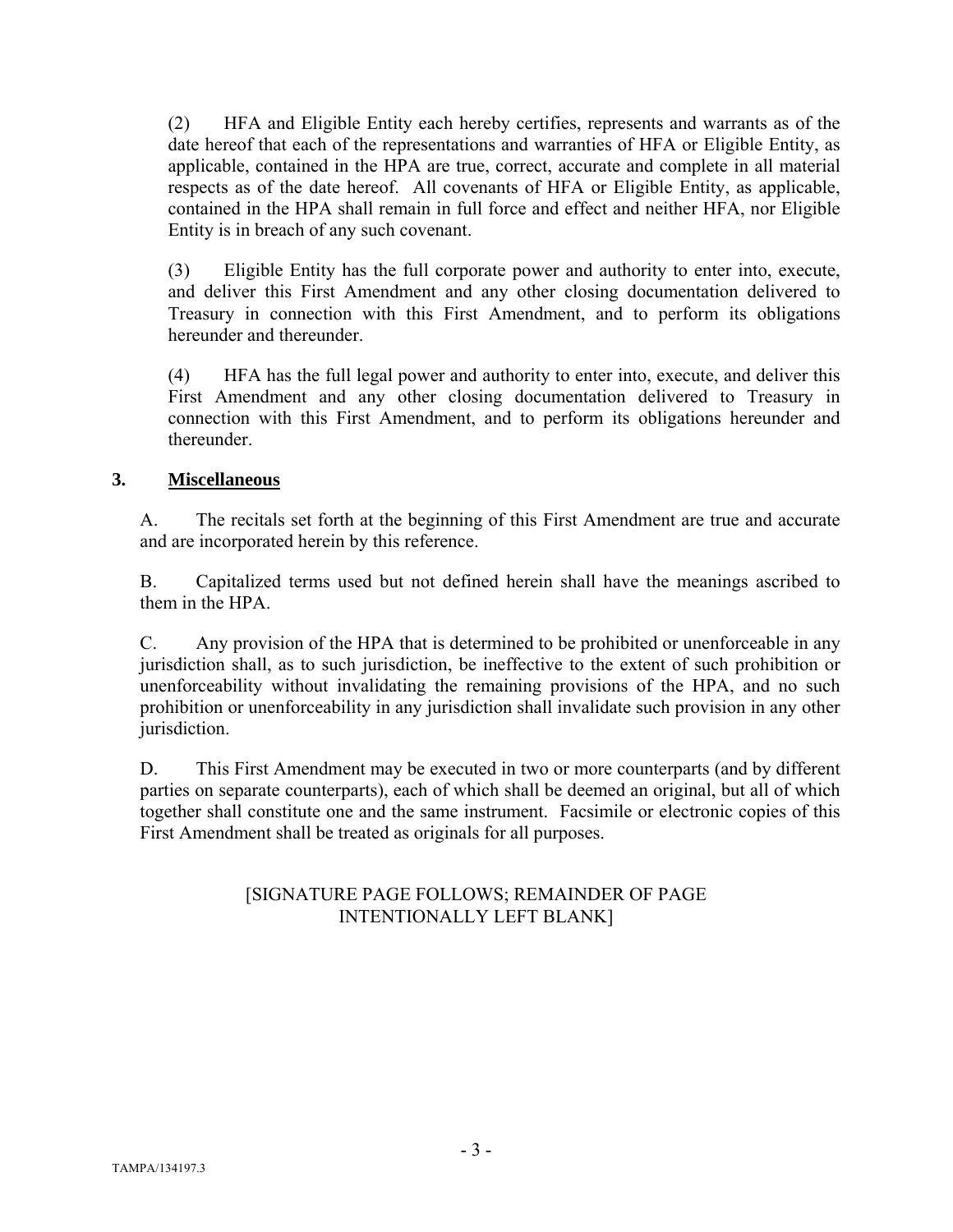(2) HFA and Eligible Entity each hereby certifies, represents and warrants as of the date hereof that each of the representations and warranties of HFA or Eligible Entity, as applicable, contained in the HPA are true, correct, accurate and complete in all material respects as of the date hereof. All covenants of HFA or Eligible Entity, as applicable, contained in the HPA shall remain in full force and effect and neither HFA, nor Eligible Entity is in breach of any such covenant.

(3) Eligible Entity has the full corporate power and authority to enter into, execute, and deliver this First Amendment and any other closing documentation delivered to Treasury in connection with this First Amendment, and to perform its obligations hereunder and thereunder.

(4) HFA has the full legal power and authority to enter into, execute, and deliver this First Amendment and any other closing documentation delivered to Treasury in connection with this First Amendment, and to perform its obligations hereunder and thereunder.

## 3. Miscellaneous

A. The recitals set forth at the beginning of this First Amendment are true and accurate and are incorporated herein by this reference.

B. Capitalized terms used but not defined herein shall have the meanings ascribed to them in the HPA.

C. Any provision of the HPA that is determined to be prohibited or unenforceable in any jurisdiction shall, as to such jurisdiction, be ineffective to the extent of such prohibition or unenforceability without invalidating the remaining provisions of the HPA, and no such prohibition or unenforceability in any jurisdiction shall invalidate such provision in any other jurisdiction.

D. This First Amendment may be executed in two or more counterparts (and by different parties on separate counterparts), each of which shall be deemed an original, but all of which together shall constitute one and the same instrument. Facsimile or electronic copies of this First Amendment shall be treated as originals for all purposes.

[SIGNATURE PAGE FOLLOWS; REMAINDER OF PAGE INTENTIONALLY LEFT BLANK]

TAMPA/134197.3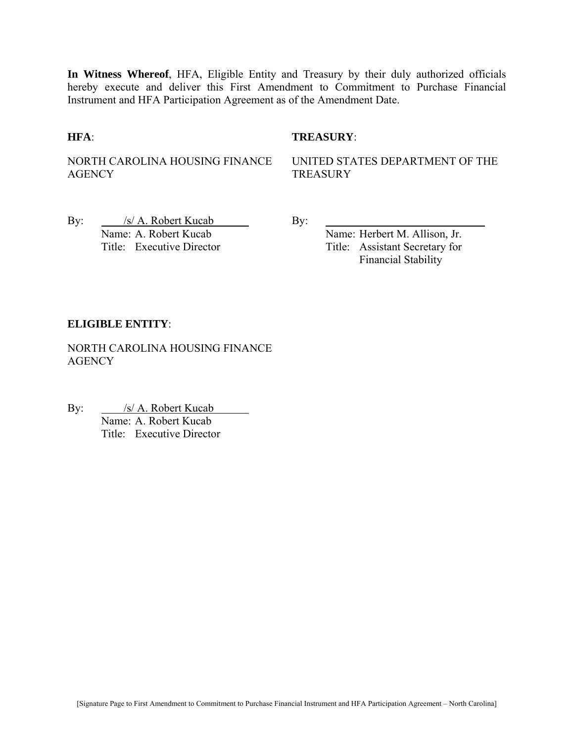**In Witness Whereof**, HFA, Eligible Entity and Treasury by their duly authorized officials hereby execute and deliver this First Amendment to Commitment to Purchase Financial Instrument and HFA Participation Agreement as of the Amendment Date.

**HFA**:

NORTH CAROLINA HOUSING FINANCE AGENCY

By: /s/ A. Robert Kucab
Name: A. Robert Kucab
Title: Executive Director

**TREASURY**:

UNITED STATES DEPARTMENT OF THE TREASURY

By: ______________________________
Name: Herbert M. Allison, Jr.
Title: Assistant Secretary for Financial Stability

**ELIGIBLE ENTITY**:

NORTH CAROLINA HOUSING FINANCE AGENCY

By: /s/ A. Robert Kucab
Name: A. Robert Kucab
Title: Executive Director

[Signature Page to First Amendment to Commitment to Purchase Financial Instrument and HFA Participation Agreement – North Carolina]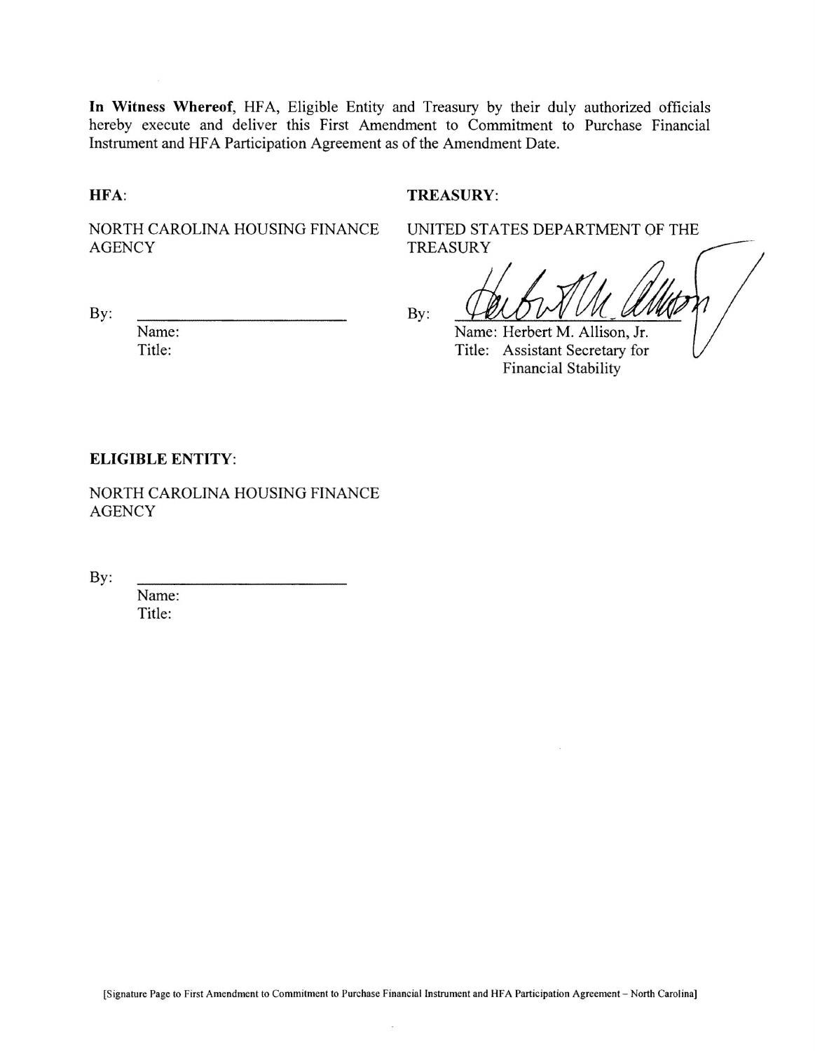**In Witness Whereof**, HFA, Eligible Entity and Treasury by their duly authorized officials hereby execute and deliver this First Amendment to Commitment to Purchase Financial Instrument and HFA Participation Agreement as of the Amendment Date.

**HFA**:

NORTH CAROLINA HOUSING FINANCE AGENCY

By: \_\_\_\_\_\_\_\_\_\_\_\_\_\_\_\_\_\_\_\_\_\_\_\_

Name:

Title:

**TREASURY**:

UNITED STATES DEPARTMENT OF THE TREASURY

By: \_\_\_\_\_\_\_\_\_\_\_\_\_\_\_\_\_\_\_\_\_\_\_\_

Name: Herbert M. Allison, Jr.

Title: Assistant Secretary for Financial Stability

**ELIGIBLE ENTITY**:

NORTH CAROLINA HOUSING FINANCE AGENCY

By: \_\_\_\_\_\_\_\_\_\_\_\_\_\_\_\_\_\_\_\_\_\_\_\_

Name:

Title:

[Signature Page to First Amendment to Commitment to Purchase Financial Instrument and HFA Participation Agreement – North Carolina]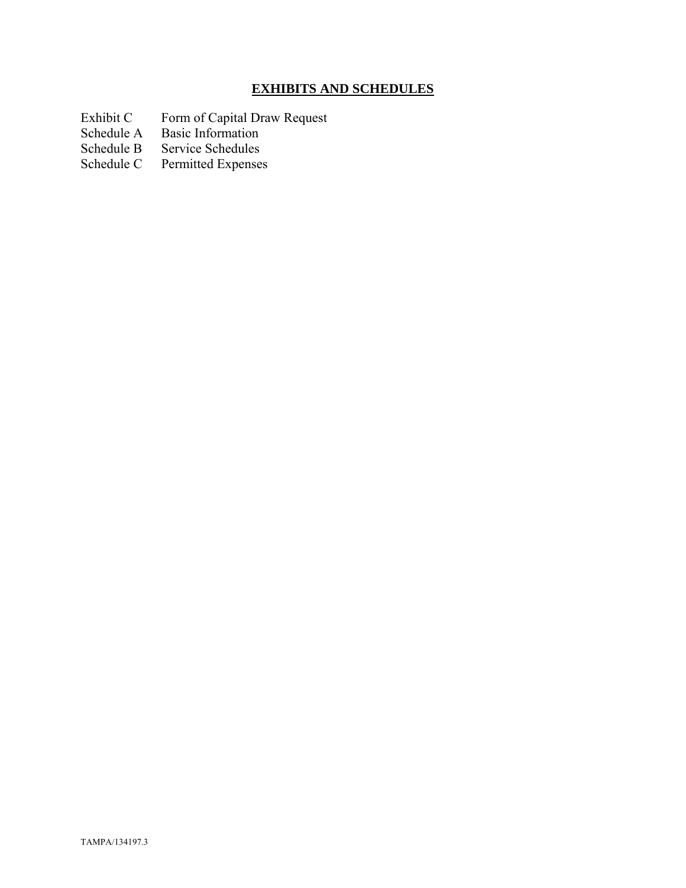## **EXHIBITS AND SCHEDULES**

| | |
|---|---|
| Exhibit C | Form of Capital Draw Request |
| Schedule A | Basic Information |
| Schedule B | Service Schedules |
| Schedule C | Permitted Expenses |

TAMPA/134197.3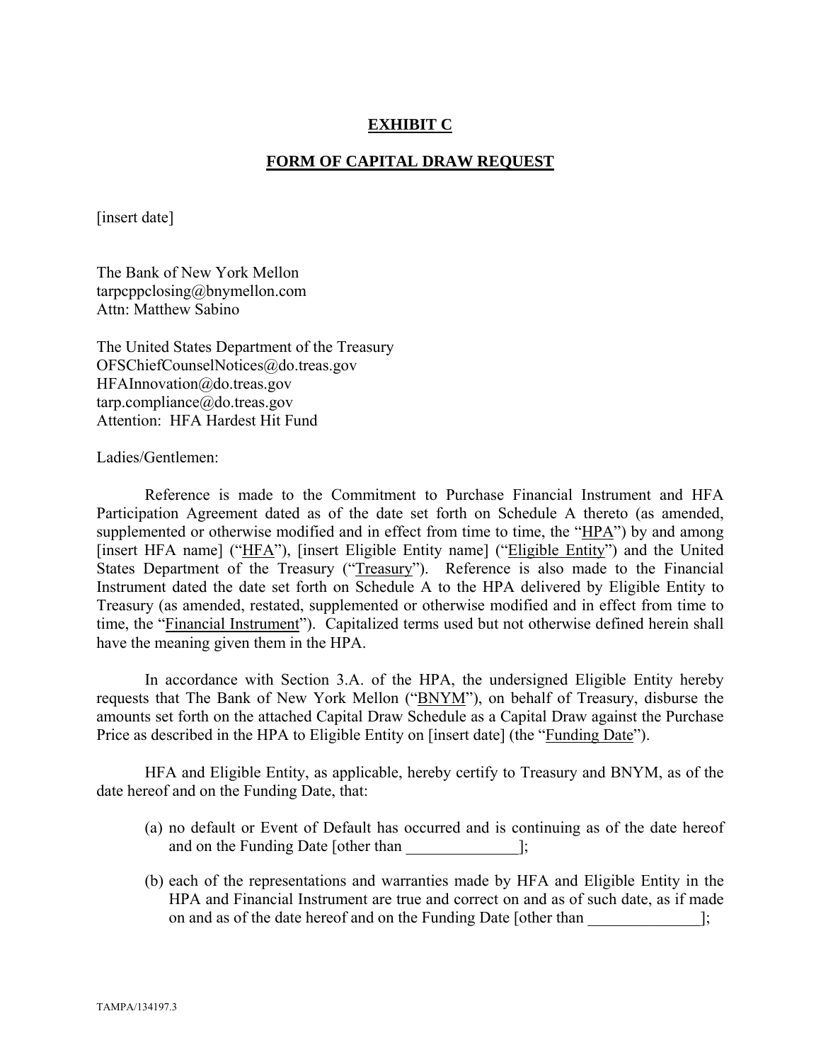# EXHIBIT C

## FORM OF CAPITAL DRAW REQUEST

[insert date]

The Bank of New York Mellon
tarpcppclosing@bnymellon.com
Attn: Matthew Sabino

The United States Department of the Treasury
OFSChiefCounselNotices@do.treas.gov
HFAInnovation@do.treas.gov
tarp.compliance@do.treas.gov
Attention: HFA Hardest Hit Fund

Ladies/Gentlemen:

Reference is made to the Commitment to Purchase Financial Instrument and HFA Participation Agreement dated as of the date set forth on Schedule A thereto (as amended, supplemented or otherwise modified and in effect from time to time, the "HPA") by and among [insert HFA name] ("HFA"), [insert Eligible Entity name] ("Eligible Entity") and the United States Department of the Treasury ("Treasury"). Reference is also made to the Financial Instrument dated the date set forth on Schedule A to the HPA delivered by Eligible Entity to Treasury (as amended, restated, supplemented or otherwise modified and in effect from time to time, the "Financial Instrument"). Capitalized terms used but not otherwise defined herein shall have the meaning given them in the HPA.

In accordance with Section 3.A. of the HPA, the undersigned Eligible Entity hereby requests that The Bank of New York Mellon ("BNYM"), on behalf of Treasury, disburse the amounts set forth on the attached Capital Draw Schedule as a Capital Draw against the Purchase Price as described in the HPA to Eligible Entity on [insert date] (the "Funding Date").

HFA and Eligible Entity, as applicable, hereby certify to Treasury and BNYM, as of the date hereof and on the Funding Date, that:

(a) no default or Event of Default has occurred and is continuing as of the date hereof and on the Funding Date [other than ______________];

(b) each of the representations and warranties made by HFA and Eligible Entity in the HPA and Financial Instrument are true and correct on and as of such date, as if made on and as of the date hereof and on the Funding Date [other than ______________];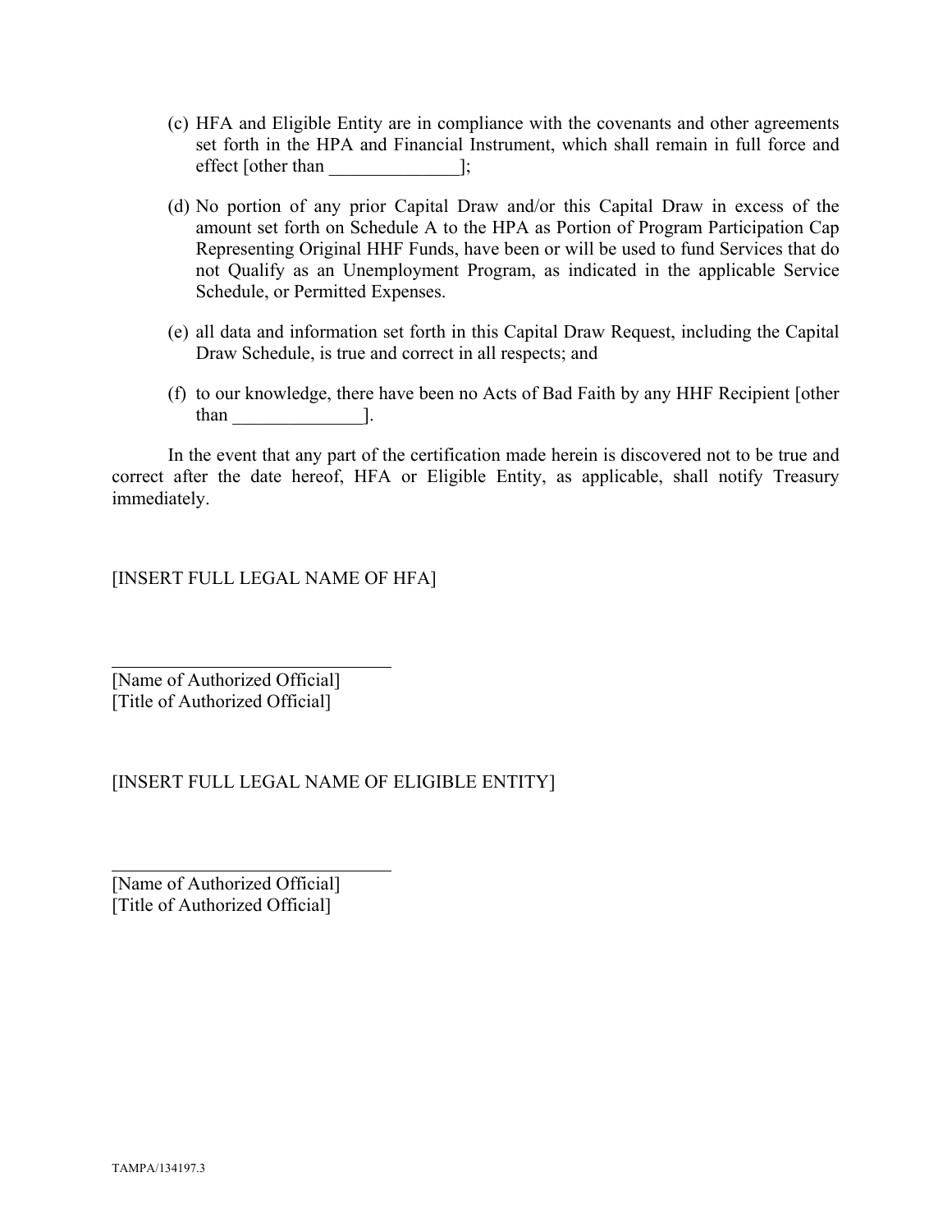(c) HFA and Eligible Entity are in compliance with the covenants and other agreements set forth in the HPA and Financial Instrument, which shall remain in full force and effect [other than ______________];

(d) No portion of any prior Capital Draw and/or this Capital Draw in excess of the amount set forth on Schedule A to the HPA as Portion of Program Participation Cap Representing Original HHF Funds, have been or will be used to fund Services that do not Qualify as an Unemployment Program, as indicated in the applicable Service Schedule, or Permitted Expenses.

(e) all data and information set forth in this Capital Draw Request, including the Capital Draw Schedule, is true and correct in all respects; and

(f) to our knowledge, there have been no Acts of Bad Faith by any HHF Recipient [other than ______________].

In the event that any part of the certification made herein is discovered not to be true and correct after the date hereof, HFA or Eligible Entity, as applicable, shall notify Treasury immediately.

[INSERT FULL LEGAL NAME OF HFA]

______________________________
[Name of Authorized Official]
[Title of Authorized Official]

[INSERT FULL LEGAL NAME OF ELIGIBLE ENTITY]

______________________________
[Name of Authorized Official]
[Title of Authorized Official]

TAMPA/134197.3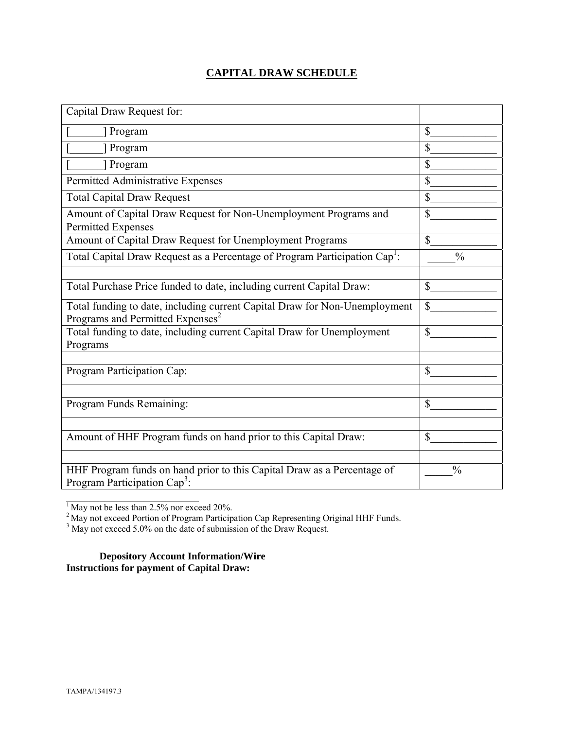## CAPITAL DRAW SCHEDULE

| Capital Draw Request for: | |
|---|---|
| [______] Program | $____________ |
| [______] Program | $____________ |
| [______] Program | $____________ |
| Permitted Administrative Expenses | $____________ |
| Total Capital Draw Request | $____________ |
| Amount of Capital Draw Request for Non-Unemployment Programs and Permitted Expenses | $____________ |
| Amount of Capital Draw Request for Unemployment Programs | $____________ |
| Total Capital Draw Request as a Percentage of Program Participation Cap[1]: | _____% |
| | |
| Total Purchase Price funded to date, including current Capital Draw: | $____________ |
| Total funding to date, including current Capital Draw for Non-Unemployment Programs and Permitted Expenses[2] | $____________ |
| Total funding to date, including current Capital Draw for Unemployment Programs | $____________ |
| | |
| Program Participation Cap: | $____________ |
| | |
| Program Funds Remaining: | $____________ |
| | |
| Amount of HHF Program funds on hand prior to this Capital Draw: | $____________ |
| | |
| HHF Program funds on hand prior to this Capital Draw as a Percentage of Program Participation Cap[3]: | _____% |

[1] May not be less than 2.5% nor exceed 20%.
[2] May not exceed Portion of Program Participation Cap Representing Original HHF Funds.
[3] May not exceed 5.0% on the date of submission of the Draw Request.

**Depository Account Information/Wire Instructions for payment of Capital Draw:**

TAMPA/134197.3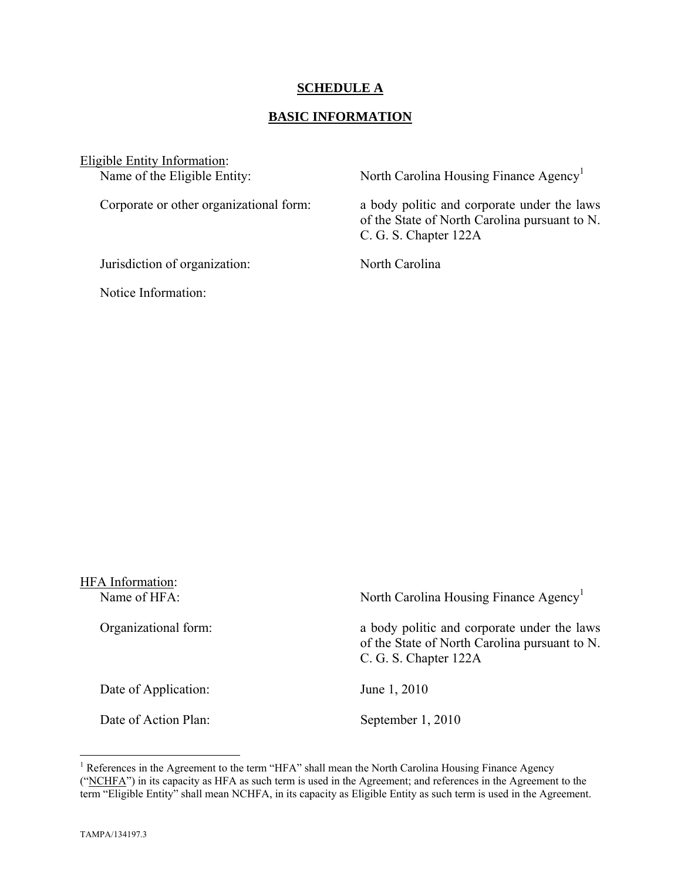**SCHEDULE A**

**BASIC INFORMATION**

Eligible Entity Information:

| | |
|---|---|
| Name of the Eligible Entity: | North Carolina Housing Finance Agency[1] |
| Corporate or other organizational form: | a body politic and corporate under the laws of the State of North Carolina pursuant to N. C. G. S. Chapter 122A |
| Jurisdiction of organization: | North Carolina |
| Notice Information: | |

HFA Information:

| | |
|---|---|
| Name of HFA: | North Carolina Housing Finance Agency[1] |
| Organizational form: | a body politic and corporate under the laws of the State of North Carolina pursuant to N. C. G. S. Chapter 122A |
| Date of Application: | June 1, 2010 |
| Date of Action Plan: | September 1, 2010 |

[1] References in the Agreement to the term "HFA" shall mean the North Carolina Housing Finance Agency ("NCHFA") in its capacity as HFA as such term is used in the Agreement; and references in the Agreement to the term "Eligible Entity" shall mean NCHFA, in its capacity as Eligible Entity as such term is used in the Agreement.

TAMPA/134197.3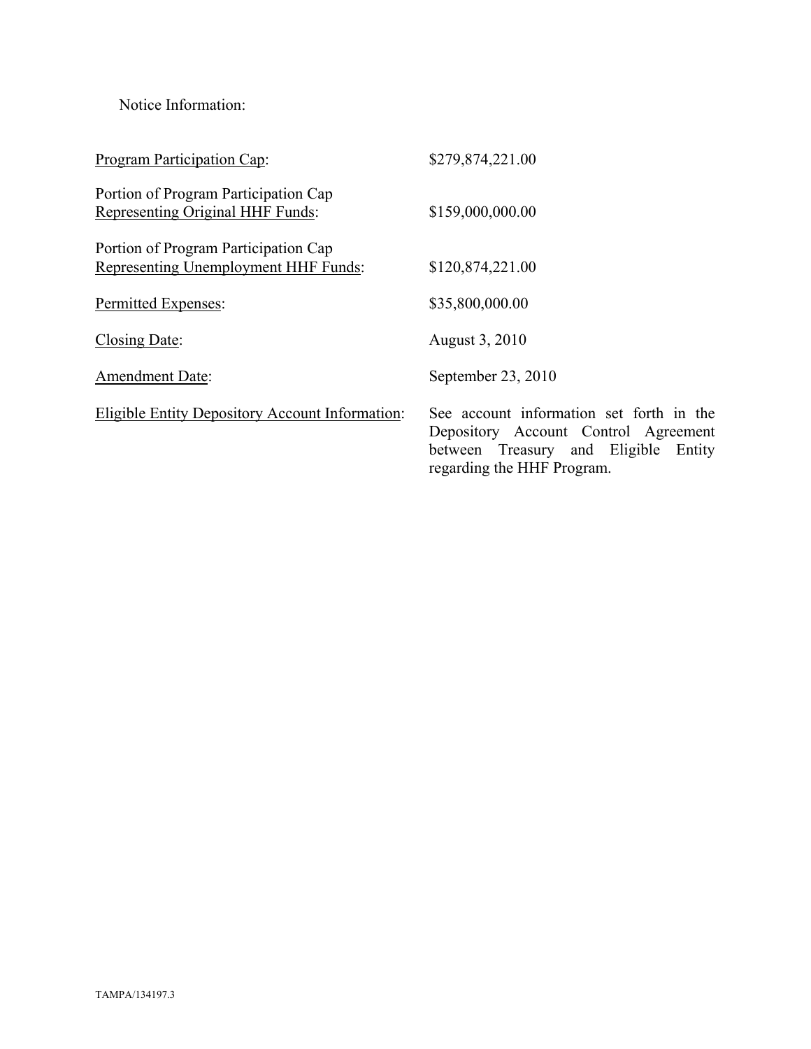Notice Information:

| | |
|---|---|
| Program Participation Cap: | $279,874,221.00 |
| Portion of Program Participation Cap Representing Original HHF Funds: | $159,000,000.00 |
| Portion of Program Participation Cap Representing Unemployment HHF Funds: | $120,874,221.00 |
| Permitted Expenses: | $35,800,000.00 |
| Closing Date: | August 3, 2010 |
| Amendment Date: | September 23, 2010 |
| Eligible Entity Depository Account Information: | See account information set forth in the Depository Account Control Agreement between Treasury and Eligible Entity regarding the HHF Program. |

TAMPA/134197.3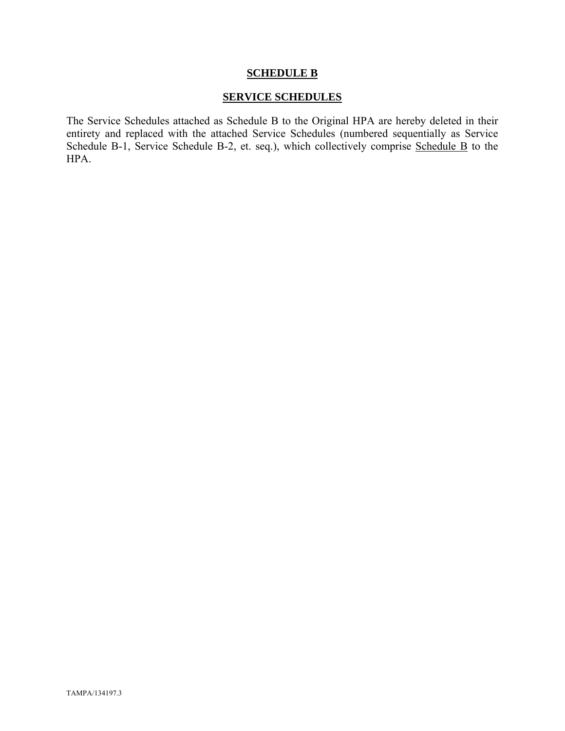# **SCHEDULE B**

## **SERVICE SCHEDULES**

The Service Schedules attached as Schedule B to the Original HPA are hereby deleted in their entirety and replaced with the attached Service Schedules (numbered sequentially as Service Schedule B-1, Service Schedule B-2, et. seq.), which collectively comprise Schedule B to the HPA.

TAMPA/134197.3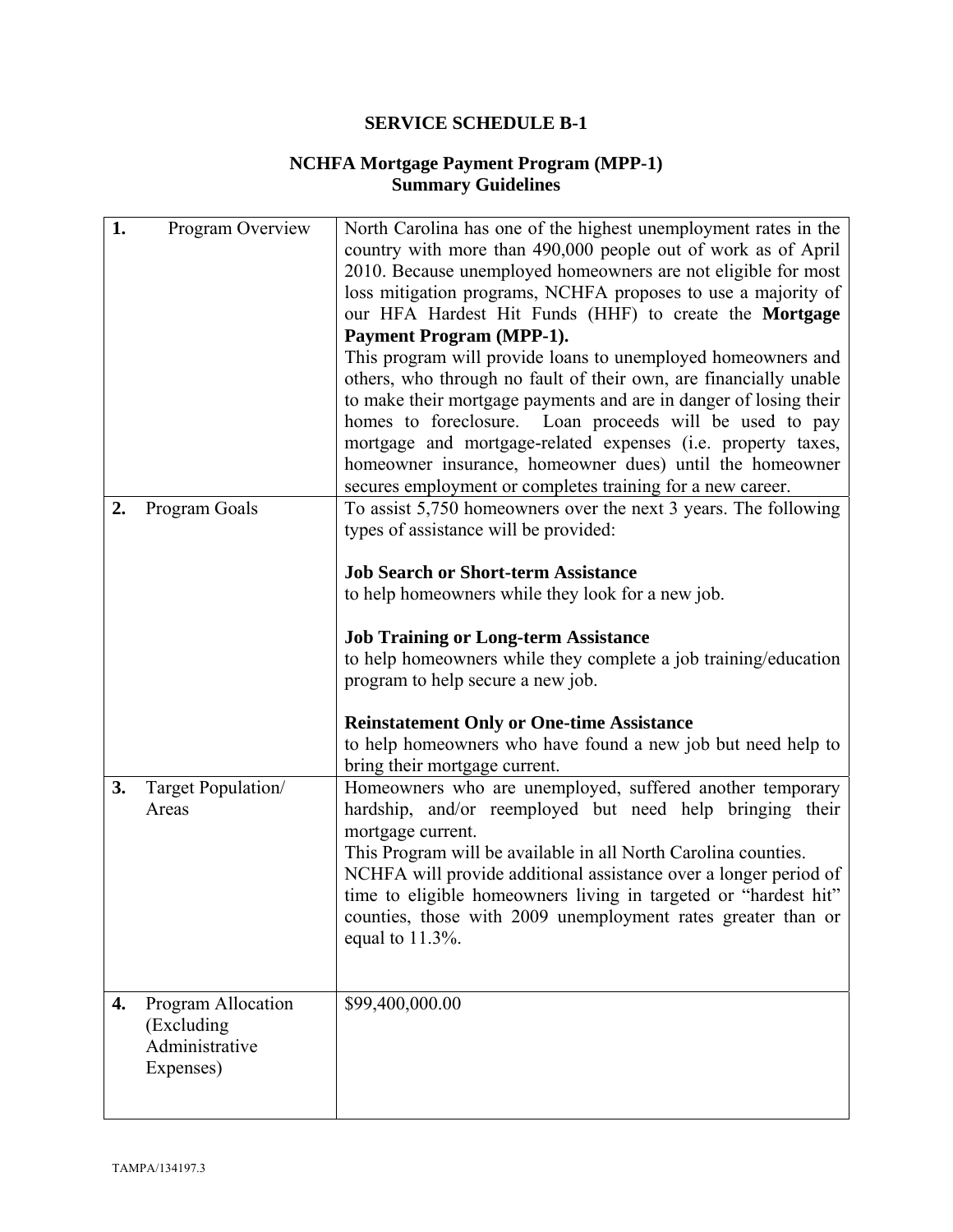# SERVICE SCHEDULE B-1

## NCHFA Mortgage Payment Program (MPP-1)
## Summary Guidelines

| | |
|---|---|
| **1.** Program Overview | North Carolina has one of the highest unemployment rates in the country with more than 490,000 people out of work as of April 2010. Because unemployed homeowners are not eligible for most loss mitigation programs, NCHFA proposes to use a majority of our HFA Hardest Hit Funds (HHF) to create the **Mortgage Payment Program (MPP-1).**<br>This program will provide loans to unemployed homeowners and others, who through no fault of their own, are financially unable to make their mortgage payments and are in danger of losing their homes to foreclosure. Loan proceeds will be used to pay mortgage and mortgage-related expenses (i.e. property taxes, homeowner insurance, homeowner dues) until the homeowner secures employment or completes training for a new career. |
| **2.** Program Goals | To assist 5,750 homeowners over the next 3 years. The following types of assistance will be provided:<br><br>**Job Search or Short-term Assistance**<br>to help homeowners while they look for a new job.<br><br>**Job Training or Long-term Assistance**<br>to help homeowners while they complete a job training/education program to help secure a new job.<br><br>**Reinstatement Only or One-time Assistance**<br>to help homeowners who have found a new job but need help to bring their mortgage current. |
| **3.** Target Population/ Areas | Homeowners who are unemployed, suffered another temporary hardship, and/or reemployed but need help bringing their mortgage current.<br>This Program will be available in all North Carolina counties.<br>NCHFA will provide additional assistance over a longer period of time to eligible homeowners living in targeted or "hardest hit" counties, those with 2009 unemployment rates greater than or equal to 11.3%. |
| **4.** Program Allocation (Excluding Administrative Expenses) | $99,400,000.00 |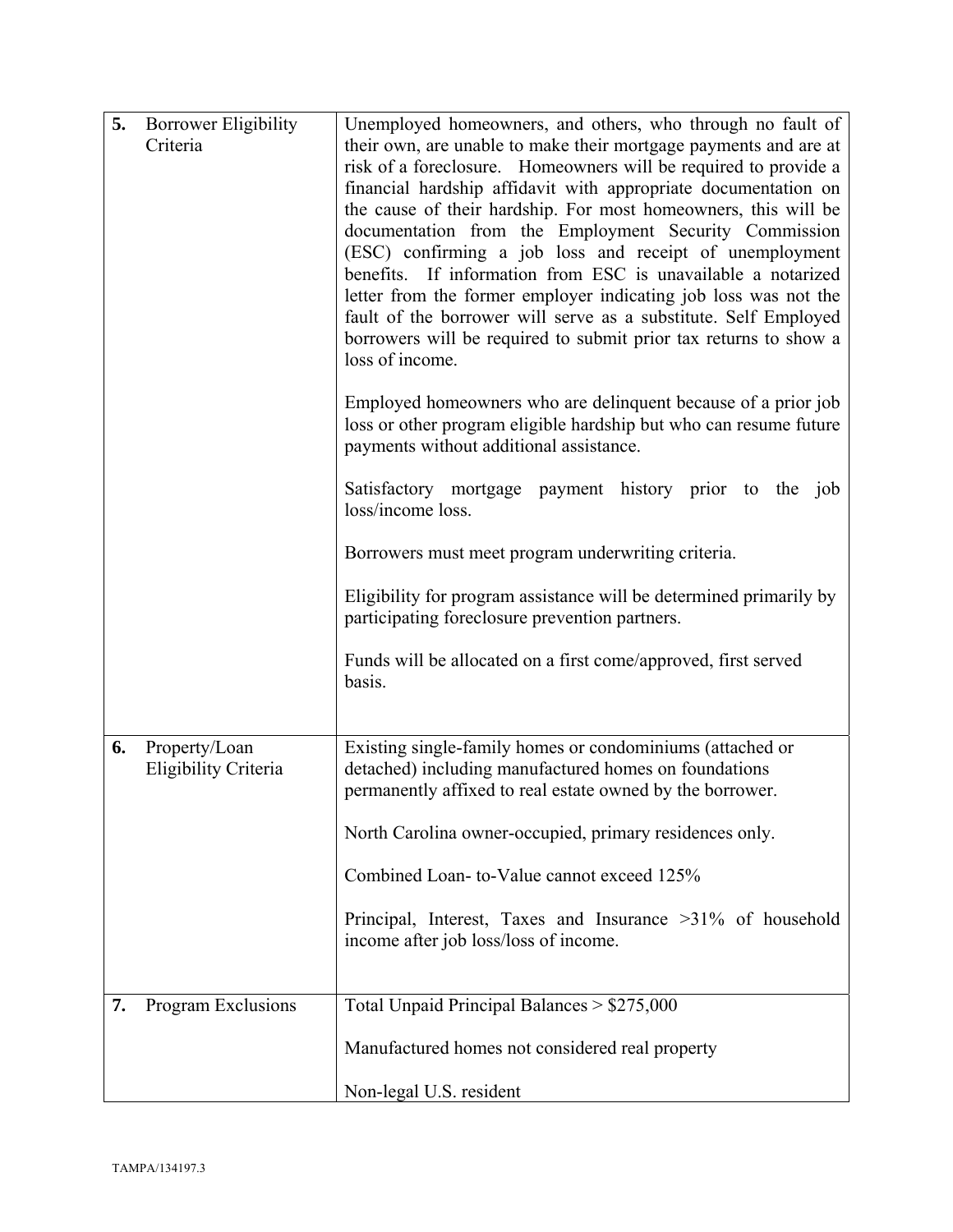| | | |
|---|---|---|
| **5.** | Borrower Eligibility Criteria | Unemployed homeowners, and others, who through no fault of their own, are unable to make their mortgage payments and are at risk of a foreclosure. Homeowners will be required to provide a financial hardship affidavit with appropriate documentation on the cause of their hardship. For most homeowners, this will be documentation from the Employment Security Commission (ESC) confirming a job loss and receipt of unemployment benefits. If information from ESC is unavailable a notarized letter from the former employer indicating job loss was not the fault of the borrower will serve as a substitute. Self Employed borrowers will be required to submit prior tax returns to show a loss of income.<br><br>Employed homeowners who are delinquent because of a prior job loss or other program eligible hardship but who can resume future payments without additional assistance.<br><br>Satisfactory mortgage payment history prior to the job loss/income loss.<br><br>Borrowers must meet program underwriting criteria.<br><br>Eligibility for program assistance will be determined primarily by participating foreclosure prevention partners.<br><br>Funds will be allocated on a first come/approved, first served basis. |
| **6.** | Property/Loan Eligibility Criteria | Existing single-family homes or condominiums (attached or detached) including manufactured homes on foundations permanently affixed to real estate owned by the borrower.<br><br>North Carolina owner-occupied, primary residences only.<br><br>Combined Loan- to-Value cannot exceed 125%<br><br>Principal, Interest, Taxes and Insurance >31% of household income after job loss/loss of income. |
| **7.** | Program Exclusions | Total Unpaid Principal Balances > $275,000<br><br>Manufactured homes not considered real property<br><br>Non-legal U.S. resident |

TAMPA/134197.3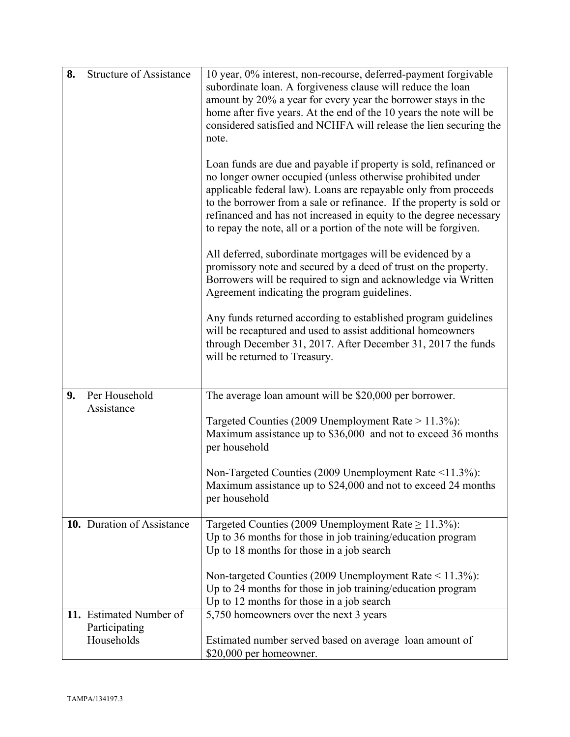| | | |
|---|---|---|
| **8.** | Structure of Assistance | 10 year, 0% interest, non-recourse, deferred-payment forgivable subordinate loan. A forgiveness clause will reduce the loan amount by 20% a year for every year the borrower stays in the home after five years. At the end of the 10 years the note will be considered satisfied and NCHFA will release the lien securing the note.<br><br>Loan funds are due and payable if property is sold, refinanced or no longer owner occupied (unless otherwise prohibited under applicable federal law). Loans are repayable only from proceeds to the borrower from a sale or refinance. If the property is sold or refinanced and has not increased in equity to the degree necessary to repay the note, all or a portion of the note will be forgiven.<br><br>All deferred, subordinate mortgages will be evidenced by a promissory note and secured by a deed of trust on the property. Borrowers will be required to sign and acknowledge via Written Agreement indicating the program guidelines.<br><br>Any funds returned according to established program guidelines will be recaptured and used to assist additional homeowners through December 31, 2017. After December 31, 2017 the funds will be returned to Treasury. |
| **9.** | Per Household Assistance | The average loan amount will be $20,000 per borrower.<br><br>Targeted Counties (2009 Unemployment Rate > 11.3%): Maximum assistance up to $36,000 and not to exceed 36 months per household<br><br>Non-Targeted Counties (2009 Unemployment Rate <11.3%): Maximum assistance up to $24,000 and not to exceed 24 months per household |
| **10.** | Duration of Assistance | Targeted Counties (2009 Unemployment Rate ≥ 11.3%):<br>Up to 36 months for those in job training/education program<br>Up to 18 months for those in a job search<br><br>Non-targeted Counties (2009 Unemployment Rate < 11.3%):<br>Up to 24 months for those in job training/education program<br>Up to 12 months for those in a job search |
| **11.** | Estimated Number of Participating Households | 5,750 homeowners over the next 3 years<br><br>Estimated number served based on average loan amount of $20,000 per homeowner. |

TAMPA/134197.3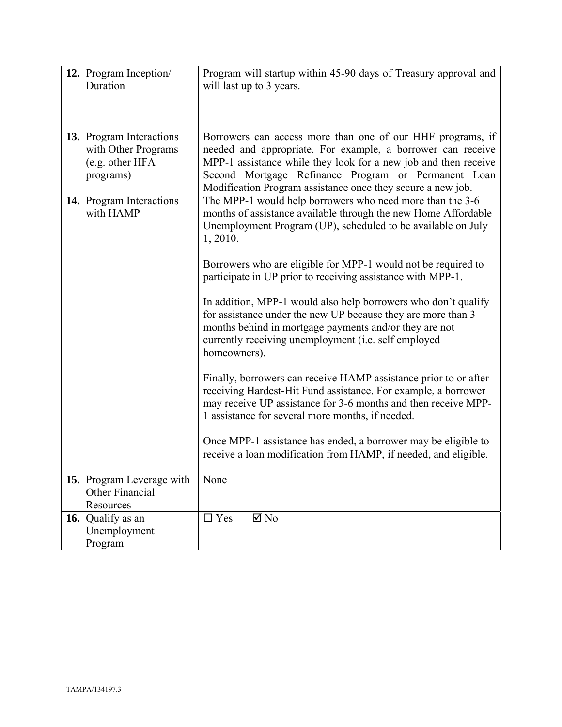| | |
|---|---|
| **12.** Program Inception/ Duration | Program will startup within 45-90 days of Treasury approval and will last up to 3 years. |
| **13.** Program Interactions with Other Programs (e.g. other HFA programs) | Borrowers can access more than one of our HHF programs, if needed and appropriate. For example, a borrower can receive MPP-1 assistance while they look for a new job and then receive Second Mortgage Refinance Program or Permanent Loan Modification Program assistance once they secure a new job. |
| **14.** Program Interactions with HAMP | The MPP-1 would help borrowers who need more than the 3-6 months of assistance available through the new Home Affordable Unemployment Program (UP), scheduled to be available on July 1, 2010.<br><br>Borrowers who are eligible for MPP-1 would not be required to participate in UP prior to receiving assistance with MPP-1.<br><br>In addition, MPP-1 would also help borrowers who don't qualify for assistance under the new UP because they are more than 3 months behind in mortgage payments and/or they are not currently receiving unemployment (i.e. self employed homeowners).<br><br>Finally, borrowers can receive HAMP assistance prior to or after receiving Hardest-Hit Fund assistance. For example, a borrower may receive UP assistance for 3-6 months and then receive MPP-1 assistance for several more months, if needed.<br><br>Once MPP-1 assistance has ended, a borrower may be eligible to receive a loan modification from HAMP, if needed, and eligible. |
| **15.** Program Leverage with Other Financial Resources | None |
| **16.** Qualify as an Unemployment Program | ☐ Yes ☑ No |

TAMPA/134197.3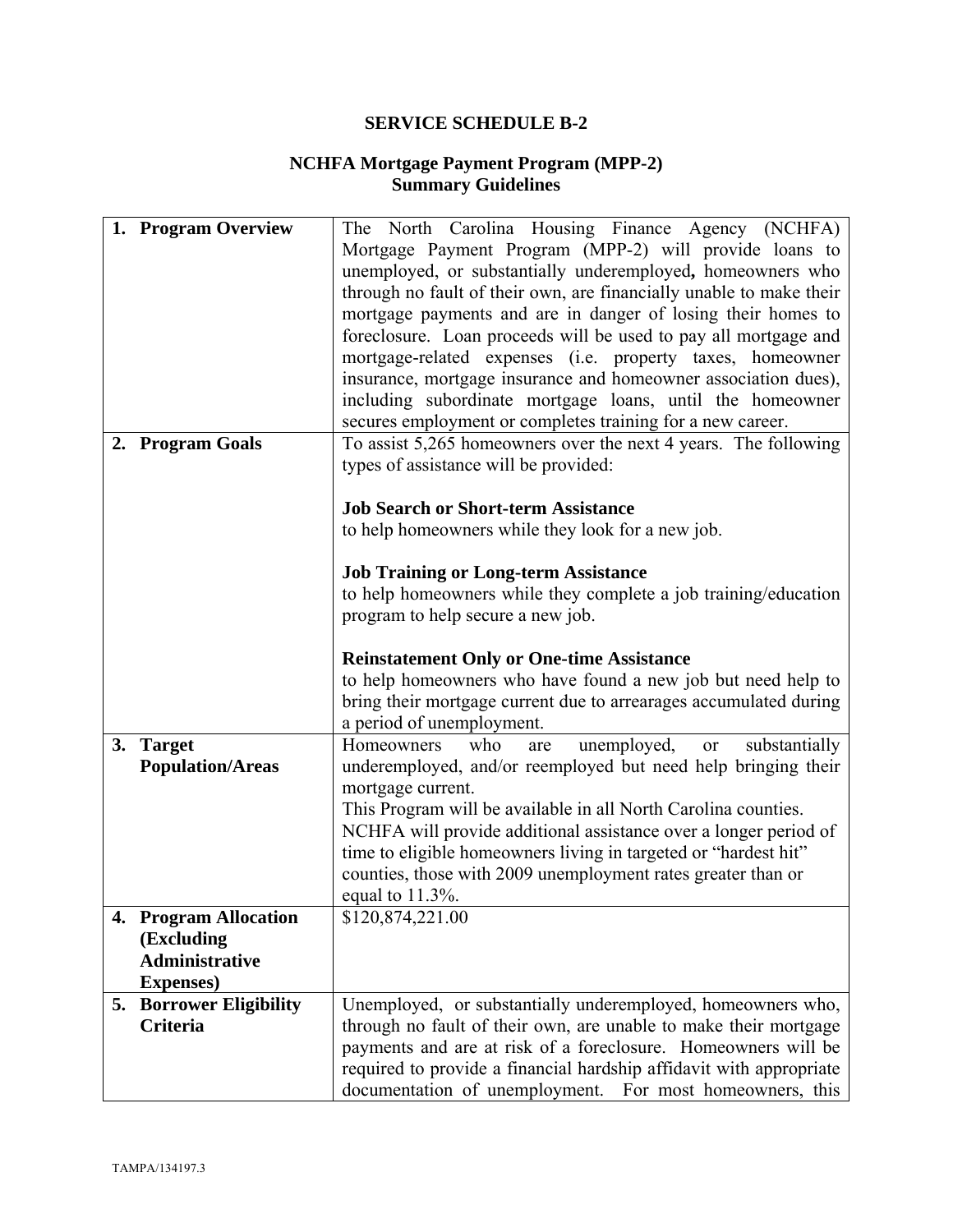# SERVICE SCHEDULE B-2

## NCHFA Mortgage Payment Program (MPP-2) Summary Guidelines

| | |
|---|---|
| **1. Program Overview** | The North Carolina Housing Finance Agency (NCHFA) Mortgage Payment Program (MPP-2) will provide loans to unemployed, or substantially underemployed**,** homeowners who through no fault of their own, are financially unable to make their mortgage payments and are in danger of losing their homes to foreclosure. Loan proceeds will be used to pay all mortgage and mortgage-related expenses (i.e. property taxes, homeowner insurance, mortgage insurance and homeowner association dues), including subordinate mortgage loans, until the homeowner secures employment or completes training for a new career. |
| **2. Program Goals** | To assist 5,265 homeowners over the next 4 years. The following types of assistance will be provided:<br><br>**Job Search or Short-term Assistance**<br>to help homeowners while they look for a new job.<br><br>**Job Training or Long-term Assistance**<br>to help homeowners while they complete a job training/education program to help secure a new job.<br><br>**Reinstatement Only or One-time Assistance**<br>to help homeowners who have found a new job but need help to bring their mortgage current due to arrearages accumulated during a period of unemployment. |
| **3. Target Population/Areas** | Homeowners who are unemployed, or substantially underemployed, and/or reemployed but need help bringing their mortgage current.<br>This Program will be available in all North Carolina counties.<br>NCHFA will provide additional assistance over a longer period of time to eligible homeowners living in targeted or "hardest hit" counties, those with 2009 unemployment rates greater than or equal to 11.3%. |
| **4. Program Allocation (Excluding Administrative Expenses)** | $120,874,221.00 |
| **5. Borrower Eligibility Criteria** | Unemployed, or substantially underemployed, homeowners who, through no fault of their own, are unable to make their mortgage payments and are at risk of a foreclosure. Homeowners will be required to provide a financial hardship affidavit with appropriate documentation of unemployment. For most homeowners, this |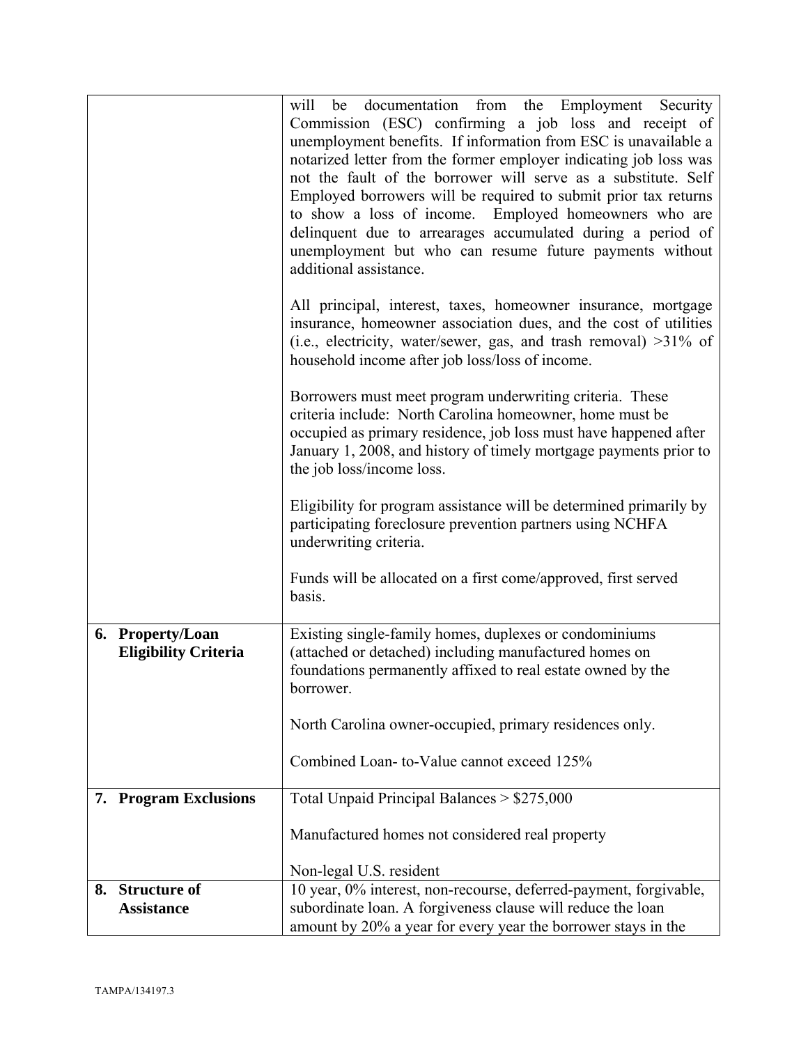| | |
|---|---|
| | will be documentation from the Employment Security Commission (ESC) confirming a job loss and receipt of unemployment benefits. If information from ESC is unavailable a notarized letter from the former employer indicating job loss was not the fault of the borrower will serve as a substitute. Self Employed borrowers will be required to submit prior tax returns to show a loss of income. Employed homeowners who are delinquent due to arrearages accumulated during a period of unemployment but who can resume future payments without additional assistance.<br><br>All principal, interest, taxes, homeowner insurance, mortgage insurance, homeowner association dues, and the cost of utilities (i.e., electricity, water/sewer, gas, and trash removal) >31% of household income after job loss/loss of income.<br><br>Borrowers must meet program underwriting criteria. These criteria include: North Carolina homeowner, home must be occupied as primary residence, job loss must have happened after January 1, 2008, and history of timely mortgage payments prior to the job loss/income loss.<br><br>Eligibility for program assistance will be determined primarily by participating foreclosure prevention partners using NCHFA underwriting criteria.<br><br>Funds will be allocated on a first come/approved, first served basis. |
| **6. Property/Loan Eligibility Criteria** | Existing single-family homes, duplexes or condominiums (attached or detached) including manufactured homes on foundations permanently affixed to real estate owned by the borrower.<br><br>North Carolina owner-occupied, primary residences only.<br><br>Combined Loan- to-Value cannot exceed 125% |
| **7. Program Exclusions** | Total Unpaid Principal Balances > $275,000<br><br>Manufactured homes not considered real property<br><br>Non-legal U.S. resident |
| **8. Structure of Assistance** | 10 year, 0% interest, non-recourse, deferred-payment, forgivable, subordinate loan. A forgiveness clause will reduce the loan amount by 20% a year for every year the borrower stays in the |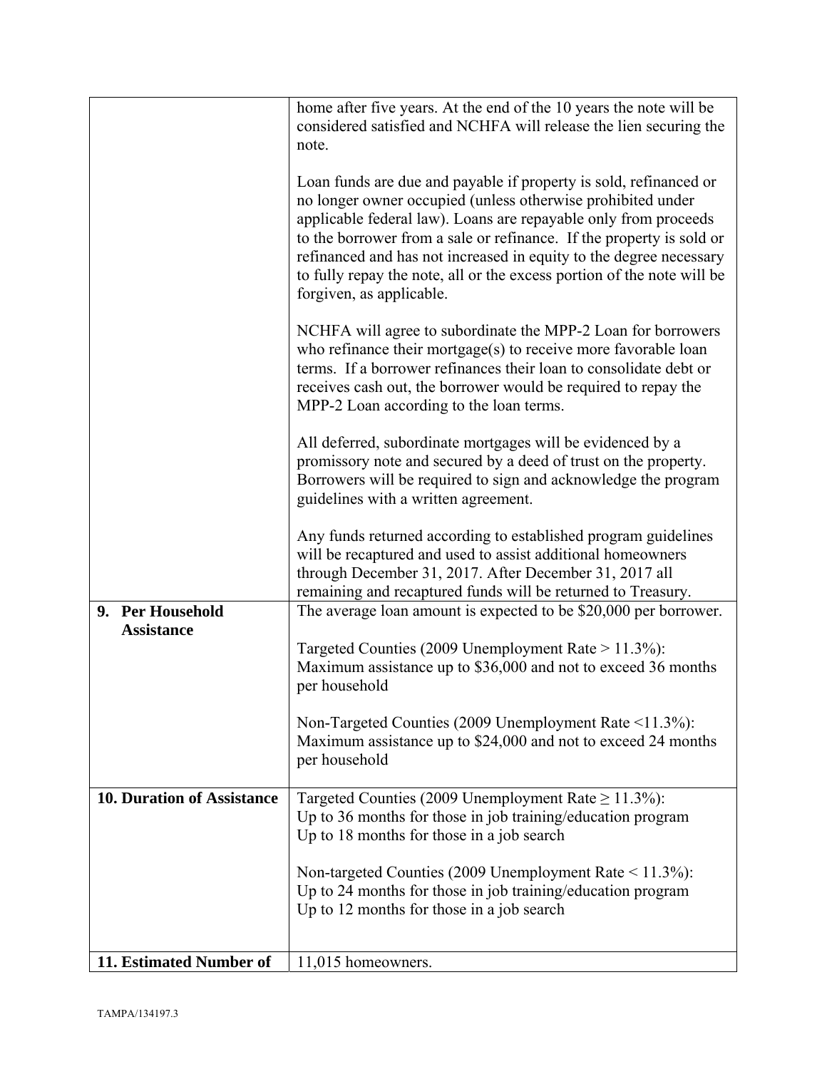| | |
|---|---|
| | home after five years. At the end of the 10 years the note will be considered satisfied and NCHFA will release the lien securing the note.<br><br>Loan funds are due and payable if property is sold, refinanced or no longer owner occupied (unless otherwise prohibited under applicable federal law). Loans are repayable only from proceeds to the borrower from a sale or refinance. If the property is sold or refinanced and has not increased in equity to the degree necessary to fully repay the note, all or the excess portion of the note will be forgiven, as applicable.<br><br>NCHFA will agree to subordinate the MPP-2 Loan for borrowers who refinance their mortgage(s) to receive more favorable loan terms. If a borrower refinances their loan to consolidate debt or receives cash out, the borrower would be required to repay the MPP-2 Loan according to the loan terms.<br><br>All deferred, subordinate mortgages will be evidenced by a promissory note and secured by a deed of trust on the property. Borrowers will be required to sign and acknowledge the program guidelines with a written agreement.<br><br>Any funds returned according to established program guidelines will be recaptured and used to assist additional homeowners through December 31, 2017. After December 31, 2017 all remaining and recaptured funds will be returned to Treasury. |
| **9. Per Household Assistance** | The average loan amount is expected to be \$20,000 per borrower.<br><br>Targeted Counties (2009 Unemployment Rate > 11.3%): Maximum assistance up to \$36,000 and not to exceed 36 months per household<br><br>Non-Targeted Counties (2009 Unemployment Rate <11.3%): Maximum assistance up to \$24,000 and not to exceed 24 months per household |
| **10. Duration of Assistance** | Targeted Counties (2009 Unemployment Rate ≥ 11.3%):<br>Up to 36 months for those in job training/education program<br>Up to 18 months for those in a job search<br><br>Non-targeted Counties (2009 Unemployment Rate < 11.3%):<br>Up to 24 months for those in job training/education program<br>Up to 12 months for those in a job search |
| **11. Estimated Number of** | 11,015 homeowners. |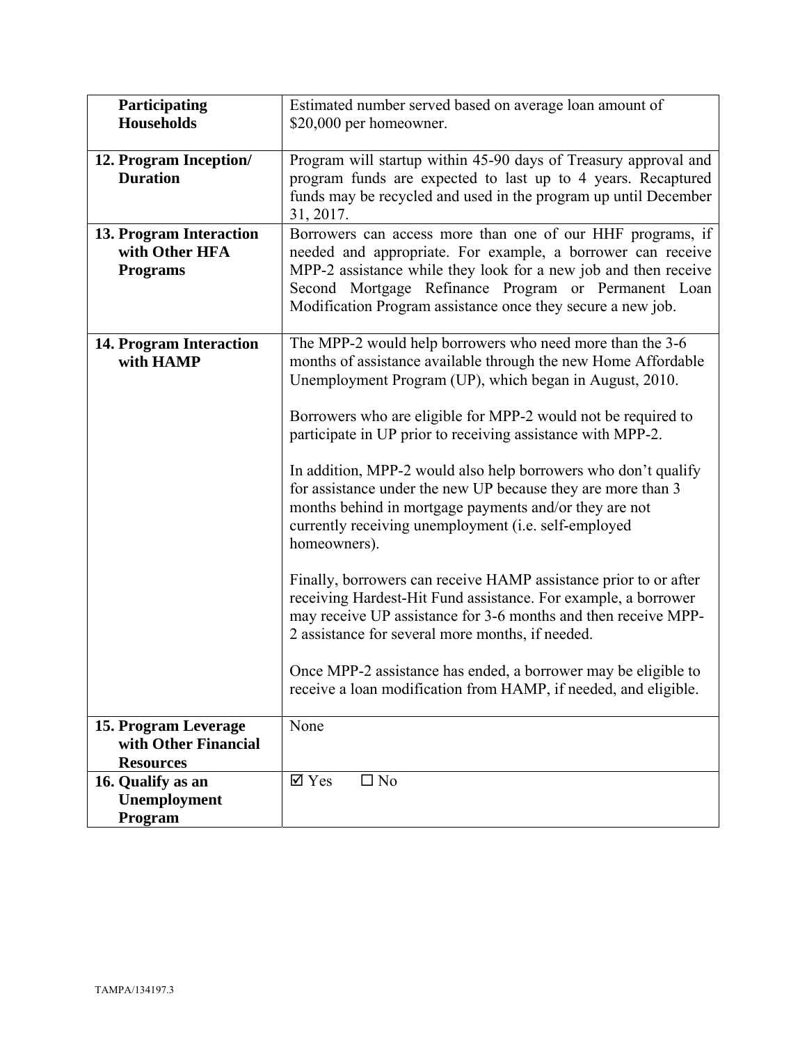| | |
|---|---|
| **Participating Households** | Estimated number served based on average loan amount of $20,000 per homeowner. |
| **12. Program Inception/ Duration** | Program will startup within 45-90 days of Treasury approval and program funds are expected to last up to 4 years. Recaptured funds may be recycled and used in the program up until December 31, 2017. |
| **13. Program Interaction with Other HFA Programs** | Borrowers can access more than one of our HHF programs, if needed and appropriate. For example, a borrower can receive MPP-2 assistance while they look for a new job and then receive Second Mortgage Refinance Program or Permanent Loan Modification Program assistance once they secure a new job. |
| **14. Program Interaction with HAMP** | The MPP-2 would help borrowers who need more than the 3-6 months of assistance available through the new Home Affordable Unemployment Program (UP), which began in August, 2010.<br><br>Borrowers who are eligible for MPP-2 would not be required to participate in UP prior to receiving assistance with MPP-2.<br><br>In addition, MPP-2 would also help borrowers who don't qualify for assistance under the new UP because they are more than 3 months behind in mortgage payments and/or they are not currently receiving unemployment (i.e. self-employed homeowners).<br><br>Finally, borrowers can receive HAMP assistance prior to or after receiving Hardest-Hit Fund assistance. For example, a borrower may receive UP assistance for 3-6 months and then receive MPP-2 assistance for several more months, if needed.<br><br>Once MPP-2 assistance has ended, a borrower may be eligible to receive a loan modification from HAMP, if needed, and eligible. |
| **15. Program Leverage with Other Financial Resources** | None |
| **16. Qualify as an Unemployment Program** | ☑ Yes ☐ No |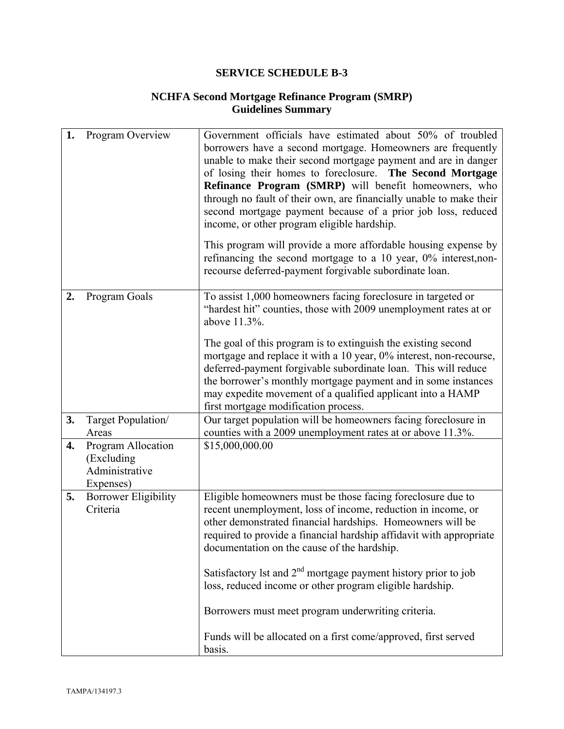# SERVICE SCHEDULE B-3

## NCHFA Second Mortgage Refinance Program (SMRP) Guidelines Summary

| | | |
|---|---|---|
| **1.** | Program Overview | Government officials have estimated about 50% of troubled borrowers have a second mortgage. Homeowners are frequently unable to make their second mortgage payment and are in danger of losing their homes to foreclosure. **The Second Mortgage Refinance Program (SMRP)** will benefit homeowners, who through no fault of their own, are financially unable to make their second mortgage payment because of a prior job loss, reduced income, or other program eligible hardship.<br><br>This program will provide a more affordable housing expense by refinancing the second mortgage to a 10 year, 0% interest,non-recourse deferred-payment forgivable subordinate loan. |
| **2.** | Program Goals | To assist 1,000 homeowners facing foreclosure in targeted or "hardest hit" counties, those with 2009 unemployment rates at or above 11.3%.<br><br>The goal of this program is to extinguish the existing second mortgage and replace it with a 10 year, 0% interest, non-recourse, deferred-payment forgivable subordinate loan. This will reduce the borrower's monthly mortgage payment and in some instances may expedite movement of a qualified applicant into a HAMP first mortgage modification process. |
| **3.** | Target Population/ Areas | Our target population will be homeowners facing foreclosure in counties with a 2009 unemployment rates at or above 11.3%. |
| **4.** | Program Allocation (Excluding Administrative Expenses) | $15,000,000.00 |
| **5.** | Borrower Eligibility Criteria | Eligible homeowners must be those facing foreclosure due to recent unemployment, loss of income, reduction in income, or other demonstrated financial hardships. Homeowners will be required to provide a financial hardship affidavit with appropriate documentation on the cause of the hardship.<br><br>Satisfactory lst and 2nd mortgage payment history prior to job loss, reduced income or other program eligible hardship.<br><br>Borrowers must meet program underwriting criteria.<br><br>Funds will be allocated on a first come/approved, first served basis. |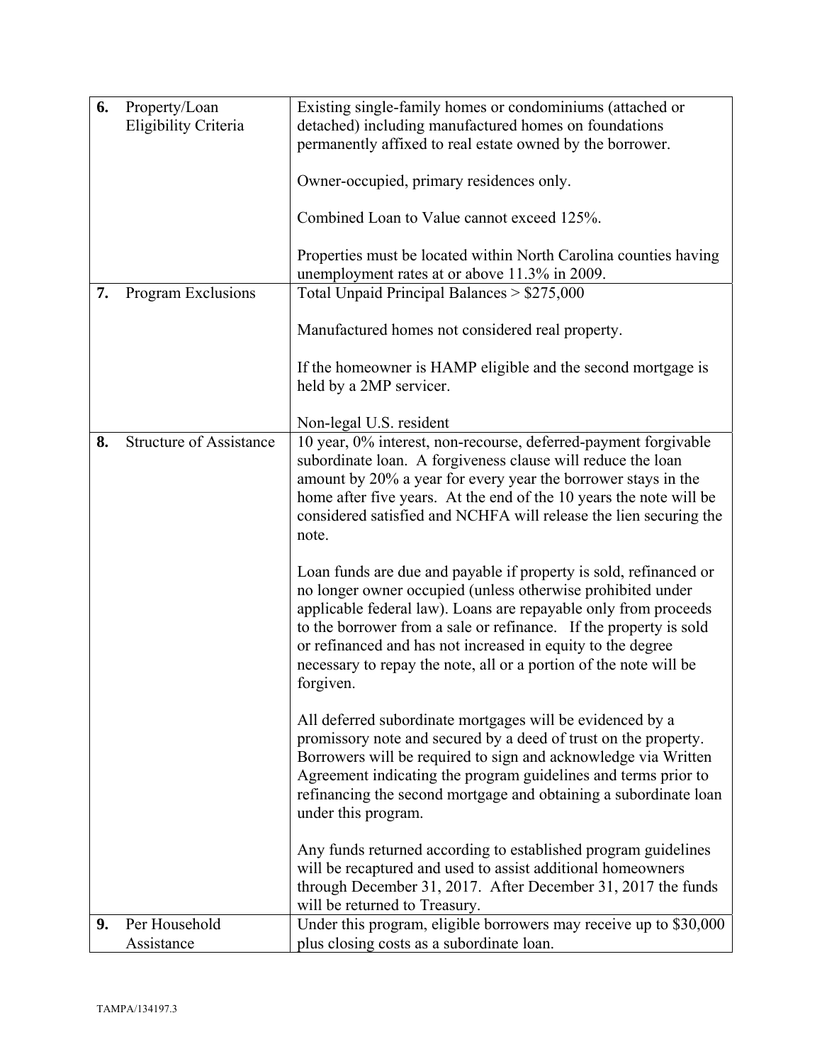| | | |
|---|---|---|
| **6.** | Property/Loan Eligibility Criteria | Existing single-family homes or condominiums (attached or detached) including manufactured homes on foundations permanently affixed to real estate owned by the borrower.<br><br>Owner-occupied, primary residences only.<br><br>Combined Loan to Value cannot exceed 125%.<br><br>Properties must be located within North Carolina counties having unemployment rates at or above 11.3% in 2009. |
| **7.** | Program Exclusions | Total Unpaid Principal Balances > $275,000<br><br>Manufactured homes not considered real property.<br><br>If the homeowner is HAMP eligible and the second mortgage is held by a 2MP servicer.<br><br>Non-legal U.S. resident |
| **8.** | Structure of Assistance | 10 year, 0% interest, non-recourse, deferred-payment forgivable subordinate loan. A forgiveness clause will reduce the loan amount by 20% a year for every year the borrower stays in the home after five years. At the end of the 10 years the note will be considered satisfied and NCHFA will release the lien securing the note.<br><br>Loan funds are due and payable if property is sold, refinanced or no longer owner occupied (unless otherwise prohibited under applicable federal law). Loans are repayable only from proceeds to the borrower from a sale or refinance. If the property is sold or refinanced and has not increased in equity to the degree necessary to repay the note, all or a portion of the note will be forgiven.<br><br>All deferred subordinate mortgages will be evidenced by a promissory note and secured by a deed of trust on the property. Borrowers will be required to sign and acknowledge via Written Agreement indicating the program guidelines and terms prior to refinancing the second mortgage and obtaining a subordinate loan under this program.<br><br>Any funds returned according to established program guidelines will be recaptured and used to assist additional homeowners through December 31, 2017. After December 31, 2017 the funds will be returned to Treasury. |
| **9.** | Per Household Assistance | Under this program, eligible borrowers may receive up to $30,000 plus closing costs as a subordinate loan. |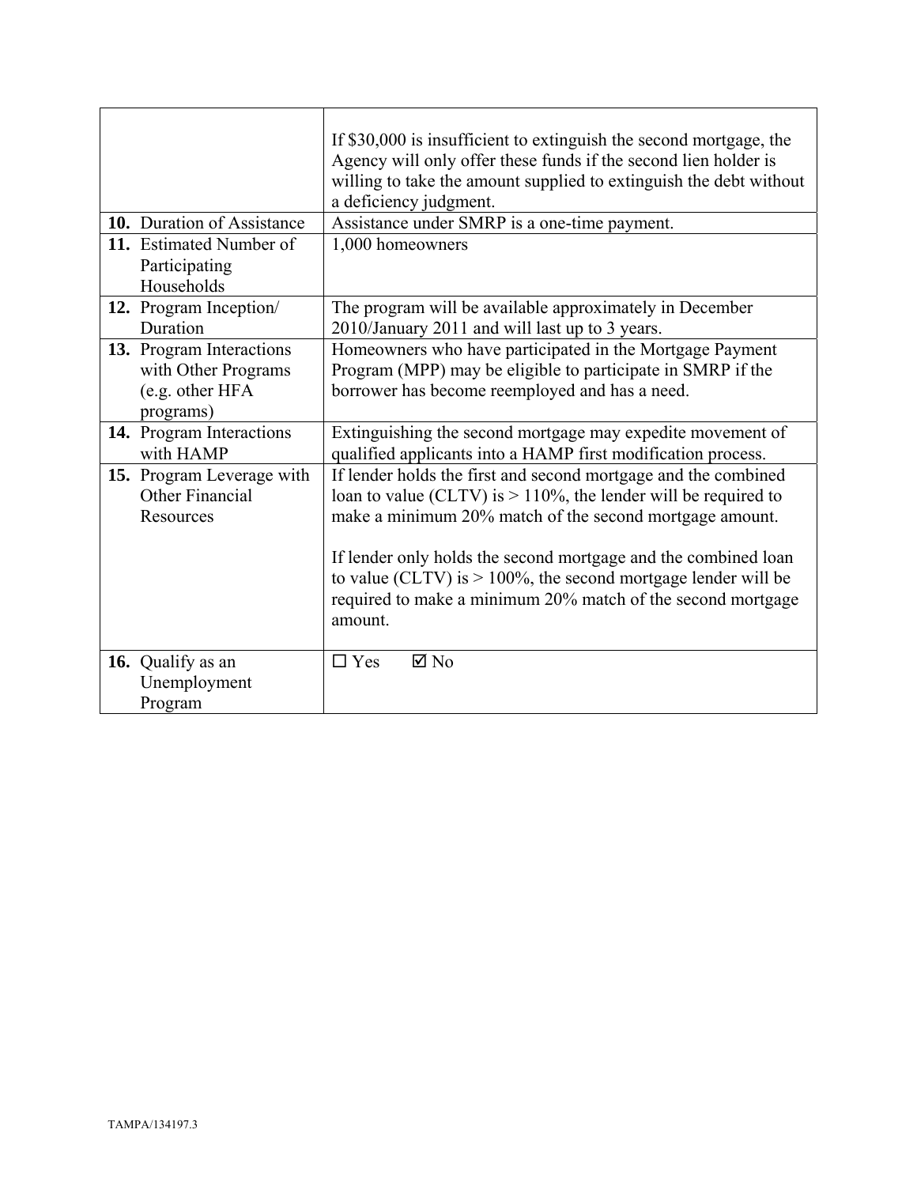| | |
|---|---|
| | If $30,000 is insufficient to extinguish the second mortgage, the Agency will only offer these funds if the second lien holder is willing to take the amount supplied to extinguish the debt without a deficiency judgment. |
| **10.** Duration of Assistance | Assistance under SMRP is a one-time payment. |
| **11.** Estimated Number of Participating Households | 1,000 homeowners |
| **12.** Program Inception/ Duration | The program will be available approximately in December 2010/January 2011 and will last up to 3 years. |
| **13.** Program Interactions with Other Programs (e.g. other HFA programs) | Homeowners who have participated in the Mortgage Payment Program (MPP) may be eligible to participate in SMRP if the borrower has become reemployed and has a need. |
| **14.** Program Interactions with HAMP | Extinguishing the second mortgage may expedite movement of qualified applicants into a HAMP first modification process. |
| **15.** Program Leverage with Other Financial Resources | If lender holds the first and second mortgage and the combined loan to value (CLTV) is > 110%, the lender will be required to make a minimum 20% match of the second mortgage amount.<br><br>If lender only holds the second mortgage and the combined loan to value (CLTV) is > 100%, the second mortgage lender will be required to make a minimum 20% match of the second mortgage amount. |
| **16.** Qualify as an Unemployment Program | ☐ Yes ☑ No |

TAMPA/134197.3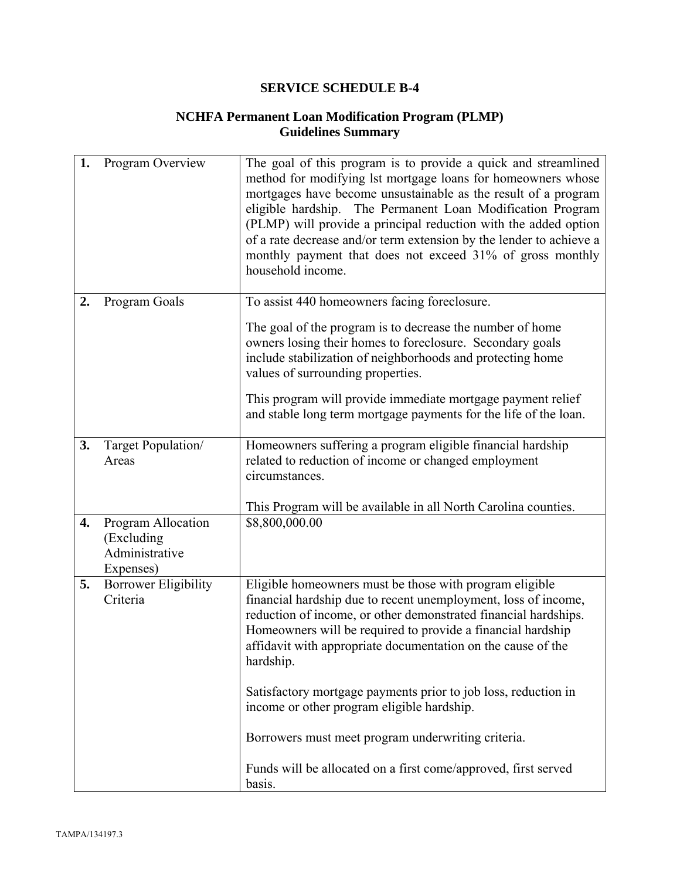# SERVICE SCHEDULE B-4

## NCHFA Permanent Loan Modification Program (PLMP) Guidelines Summary

| | | |
|---|---|---|
| **1.** | Program Overview | The goal of this program is to provide a quick and streamlined method for modifying lst mortgage loans for homeowners whose mortgages have become unsustainable as the result of a program eligible hardship. The Permanent Loan Modification Program (PLMP) will provide a principal reduction with the added option of a rate decrease and/or term extension by the lender to achieve a monthly payment that does not exceed 31% of gross monthly household income. |
| **2.** | Program Goals | To assist 440 homeowners facing foreclosure.<br><br>The goal of the program is to decrease the number of home owners losing their homes to foreclosure. Secondary goals include stabilization of neighborhoods and protecting home values of surrounding properties.<br><br>This program will provide immediate mortgage payment relief and stable long term mortgage payments for the life of the loan. |
| **3.** | Target Population/ Areas | Homeowners suffering a program eligible financial hardship related to reduction of income or changed employment circumstances.<br><br>This Program will be available in all North Carolina counties. |
| **4.** | Program Allocation (Excluding Administrative Expenses) | \$8,800,000.00 |
| **5.** | Borrower Eligibility Criteria | Eligible homeowners must be those with program eligible financial hardship due to recent unemployment, loss of income, reduction of income, or other demonstrated financial hardships. Homeowners will be required to provide a financial hardship affidavit with appropriate documentation on the cause of the hardship.<br><br>Satisfactory mortgage payments prior to job loss, reduction in income or other program eligible hardship.<br><br>Borrowers must meet program underwriting criteria.<br><br>Funds will be allocated on a first come/approved, first served basis. |

TAMPA/134197.3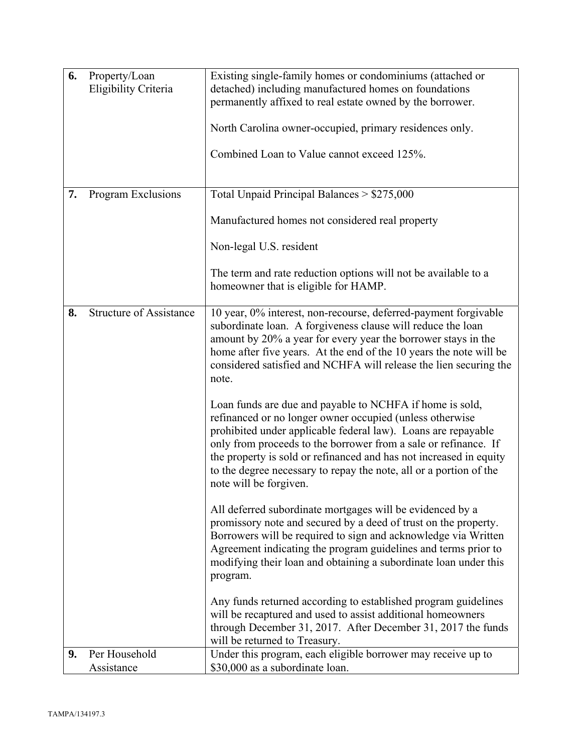| | | |
|---|---|---|
| **6.** | Property/Loan Eligibility Criteria | Existing single-family homes or condominiums (attached or detached) including manufactured homes on foundations permanently affixed to real estate owned by the borrower.<br><br>North Carolina owner-occupied, primary residences only.<br><br>Combined Loan to Value cannot exceed 125%. |
| **7.** | Program Exclusions | Total Unpaid Principal Balances > $275,000<br><br>Manufactured homes not considered real property<br><br>Non-legal U.S. resident<br><br>The term and rate reduction options will not be available to a homeowner that is eligible for HAMP. |
| **8.** | Structure of Assistance | 10 year, 0% interest, non-recourse, deferred-payment forgivable subordinate loan. A forgiveness clause will reduce the loan amount by 20% a year for every year the borrower stays in the home after five years. At the end of the 10 years the note will be considered satisfied and NCHFA will release the lien securing the note.<br><br>Loan funds are due and payable to NCHFA if home is sold, refinanced or no longer owner occupied (unless otherwise prohibited under applicable federal law). Loans are repayable only from proceeds to the borrower from a sale or refinance. If the property is sold or refinanced and has not increased in equity to the degree necessary to repay the note, all or a portion of the note will be forgiven.<br><br>All deferred subordinate mortgages will be evidenced by a promissory note and secured by a deed of trust on the property. Borrowers will be required to sign and acknowledge via Written Agreement indicating the program guidelines and terms prior to modifying their loan and obtaining a subordinate loan under this program.<br><br>Any funds returned according to established program guidelines will be recaptured and used to assist additional homeowners through December 31, 2017. After December 31, 2017 the funds will be returned to Treasury. |
| **9.** | Per Household Assistance | Under this program, each eligible borrower may receive up to $30,000 as a subordinate loan. |

TAMPA/134197.3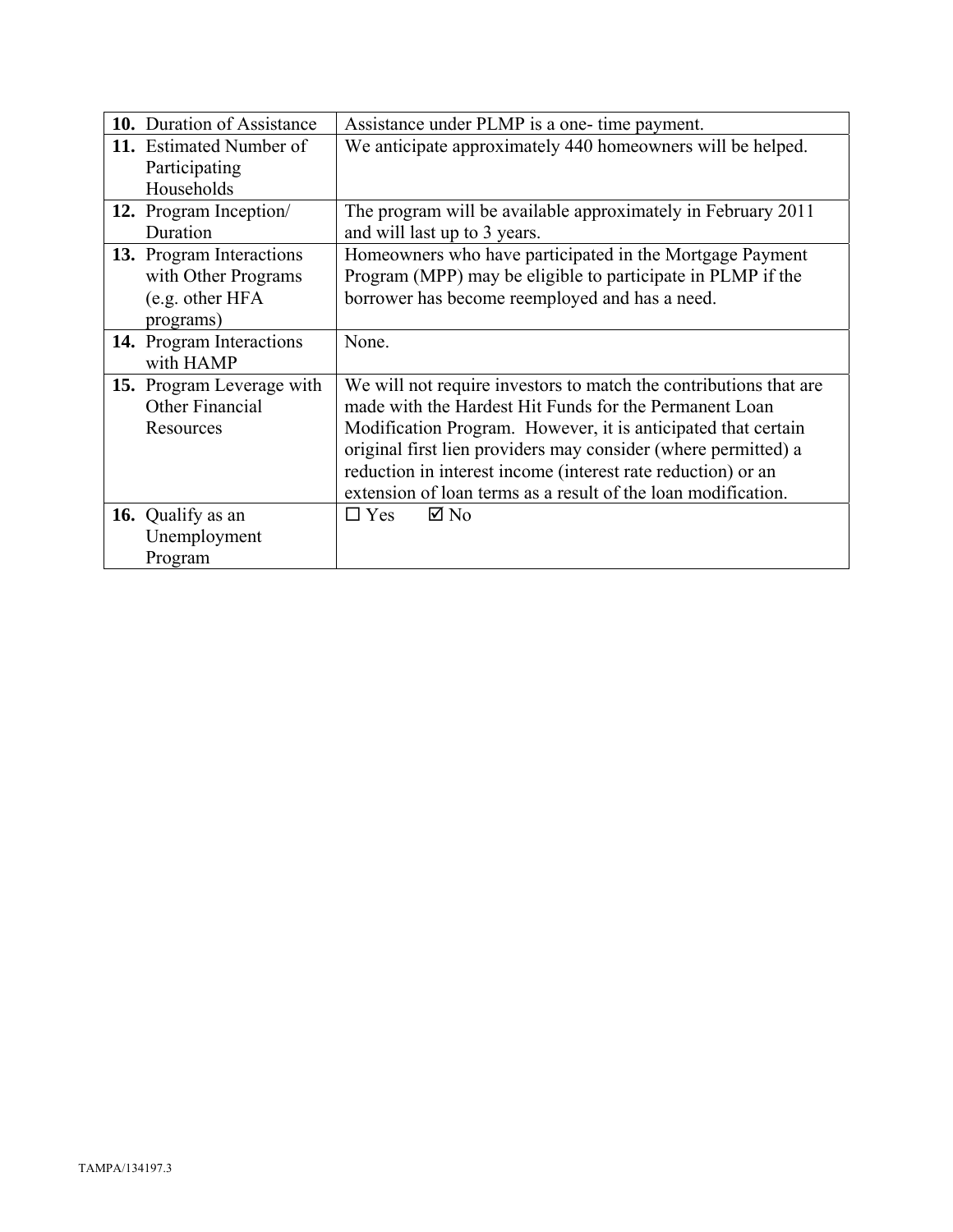| | |
|---|---|
| **10.** Duration of Assistance | Assistance under PLMP is a one- time payment. |
| **11.** Estimated Number of Participating Households | We anticipate approximately 440 homeowners will be helped. |
| **12.** Program Inception/ Duration | The program will be available approximately in February 2011 and will last up to 3 years. |
| **13.** Program Interactions with Other Programs (e.g. other HFA programs) | Homeowners who have participated in the Mortgage Payment Program (MPP) may be eligible to participate in PLMP if the borrower has become reemployed and has a need. |
| **14.** Program Interactions with HAMP | None. |
| **15.** Program Leverage with Other Financial Resources | We will not require investors to match the contributions that are made with the Hardest Hit Funds for the Permanent Loan Modification Program. However, it is anticipated that certain original first lien providers may consider (where permitted) a reduction in interest income (interest rate reduction) or an extension of loan terms as a result of the loan modification. |
| **16.** Qualify as an Unemployment Program | ☐ Yes ☑ No |

TAMPA/134197.3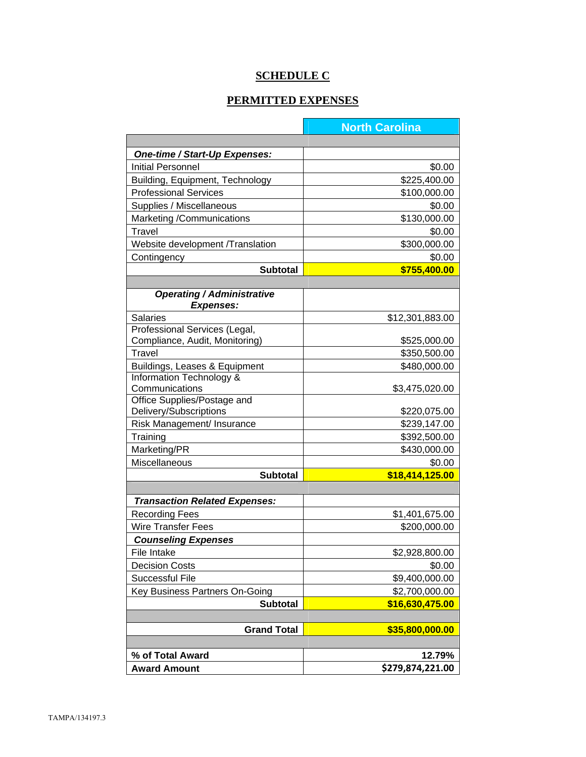# SCHEDULE C

## PERMITTED EXPENSES

| | North Carolina |
|---|---|
| | |
| ***One-time / Start-Up Expenses:*** | |
| Initial Personnel | $0.00 |
| Building, Equipment, Technology | $225,400.00 |
| Professional Services | $100,000.00 |
| Supplies / Miscellaneous | $0.00 |
| Marketing /Communications | $130,000.00 |
| Travel | $0.00 |
| Website development /Translation | $300,000.00 |
| Contingency | $0.00 |
| **Subtotal** | **$755,400.00** |
| | |
| ***Operating / Administrative Expenses:*** | |
| Salaries | $12,301,883.00 |
| Professional Services (Legal, Compliance, Audit, Monitoring) | $525,000.00 |
| Travel | $350,500.00 |
| Buildings, Leases & Equipment | $480,000.00 |
| Information Technology & Communications | $3,475,020.00 |
| Office Supplies/Postage and Delivery/Subscriptions | $220,075.00 |
| Risk Management/ Insurance | $239,147.00 |
| Training | $392,500.00 |
| Marketing/PR | $430,000.00 |
| Miscellaneous | $0.00 |
| **Subtotal** | **$18,414,125.00** |
| | |
| ***Transaction Related Expenses:*** | |
| Recording Fees | $1,401,675.00 |
| Wire Transfer Fees | $200,000.00 |
| ***Counseling Expenses*** | |
| File Intake | $2,928,800.00 |
| Decision Costs | $0.00 |
| Successful File | $9,400,000.00 |
| Key Business Partners On-Going | $2,700,000.00 |
| **Subtotal** | **$16,630,475.00** |
| | |
| **Grand Total** | **$35,800,000.00** |
| | |
| **% of Total Award** | **12.79%** |
| **Award Amount** | **$279,874,221.00** |

TAMPA/134197.3